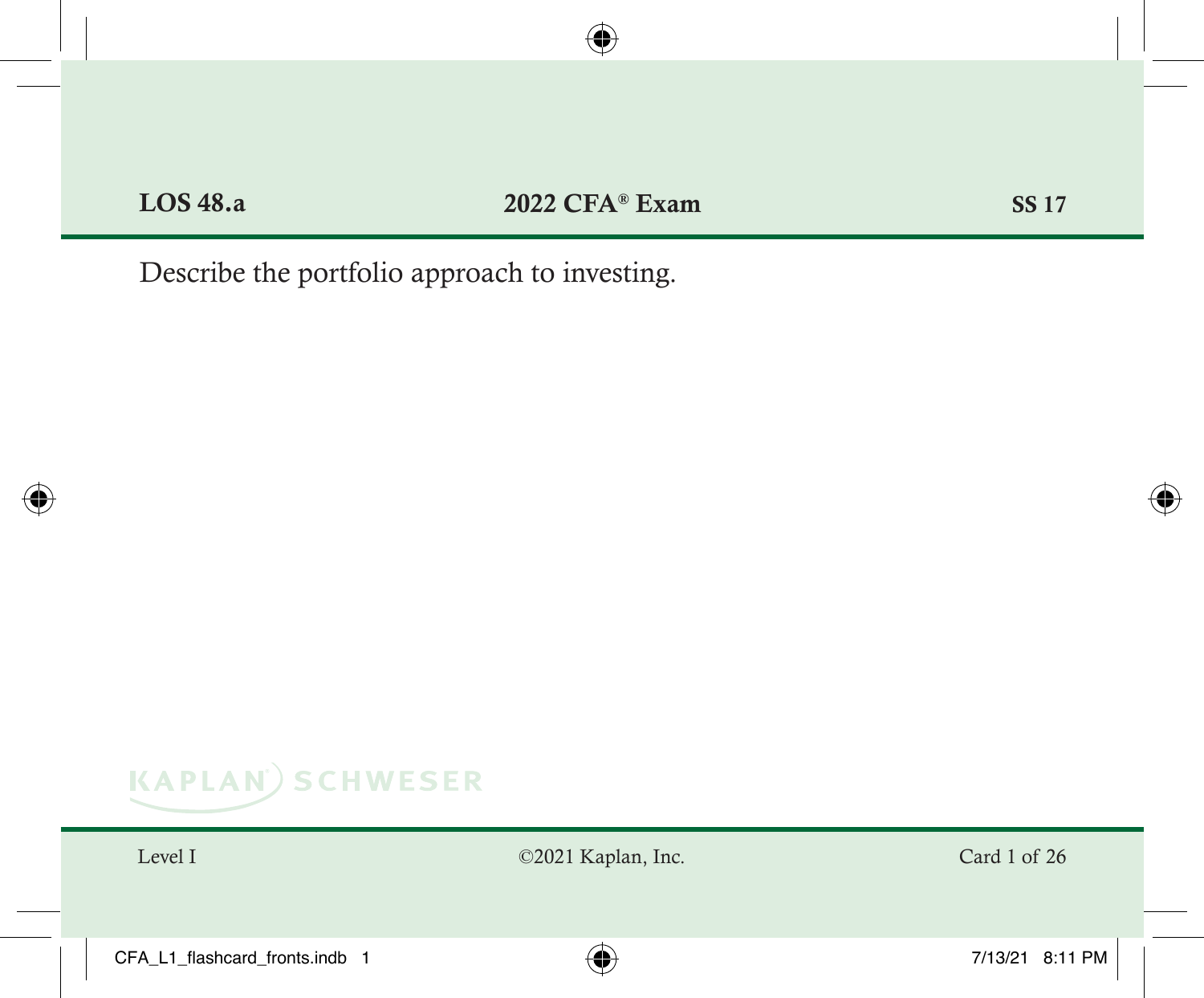**LOS 48.a** **2022 CFA® Exam** **SS 17**

Describe the portfolio approach to investing.

Level I ©2021 Kaplan, Inc.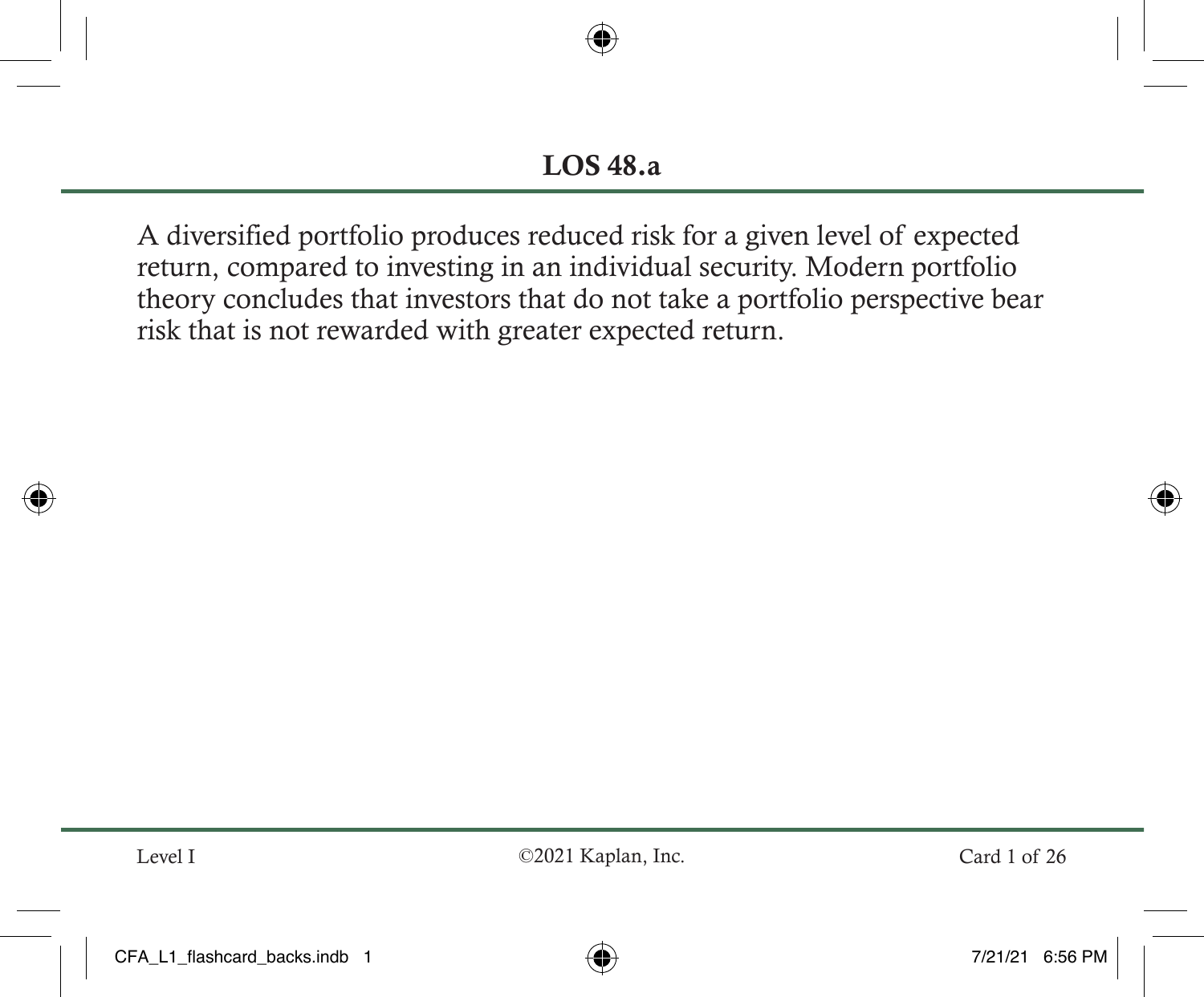## LOS 48.a

A diversified portfolio produces reduced risk for a given level of expected return, compared to investing in an individual security. Modern portfolio theory concludes that investors that do not take a portfolio perspective bear risk that is not rewarded with greater expected return.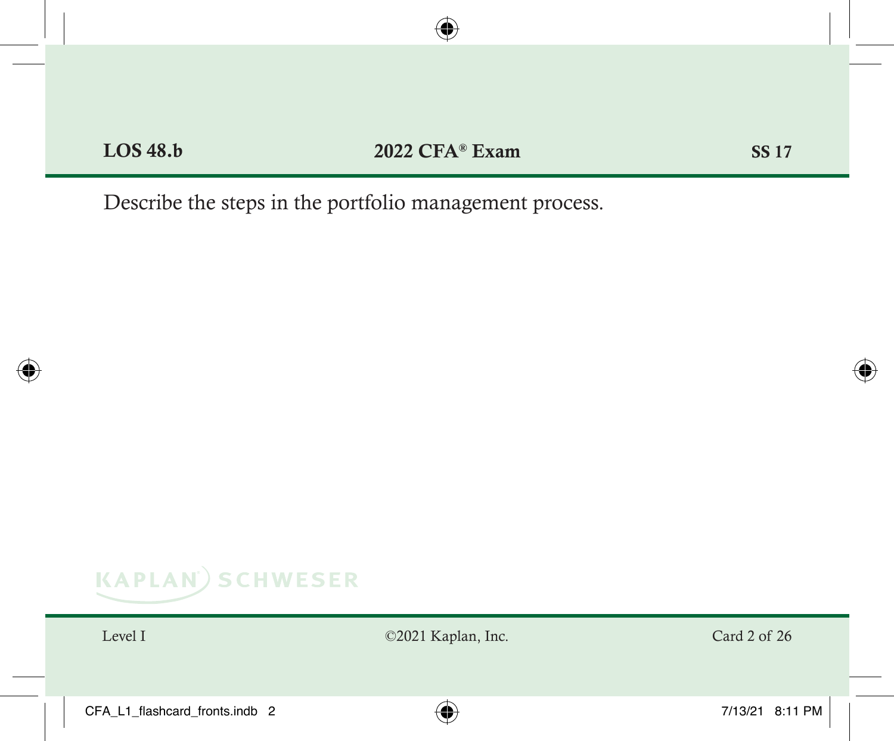**LOS 48.b** **2022 CFA® Exam** **SS 17**

Describe the steps in the portfolio management process.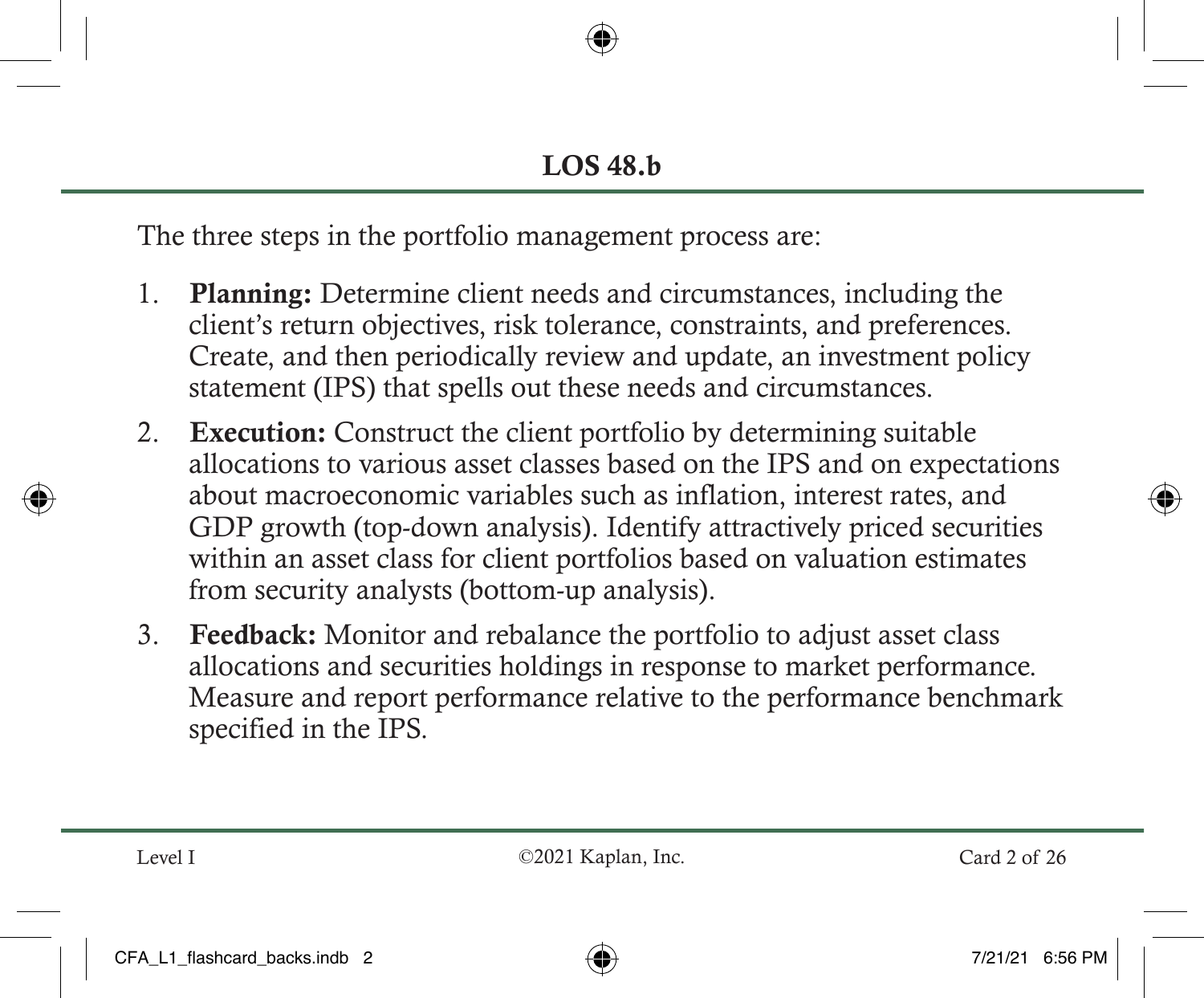## LOS 48.b

The three steps in the portfolio management process are:

1. **Planning:** Determine client needs and circumstances, including the client's return objectives, risk tolerance, constraints, and preferences. Create, and then periodically review and update, an investment policy statement (IPS) that spells out these needs and circumstances.
2. **Execution:** Construct the client portfolio by determining suitable allocations to various asset classes based on the IPS and on expectations about macroeconomic variables such as inflation, interest rates, and GDP growth (top-down analysis). Identify attractively priced securities within an asset class for client portfolios based on valuation estimates from security analysts (bottom-up analysis).
3. **Feedback:** Monitor and rebalance the portfolio to adjust asset class allocations and securities holdings in response to market performance. Measure and report performance relative to the performance benchmark specified in the IPS.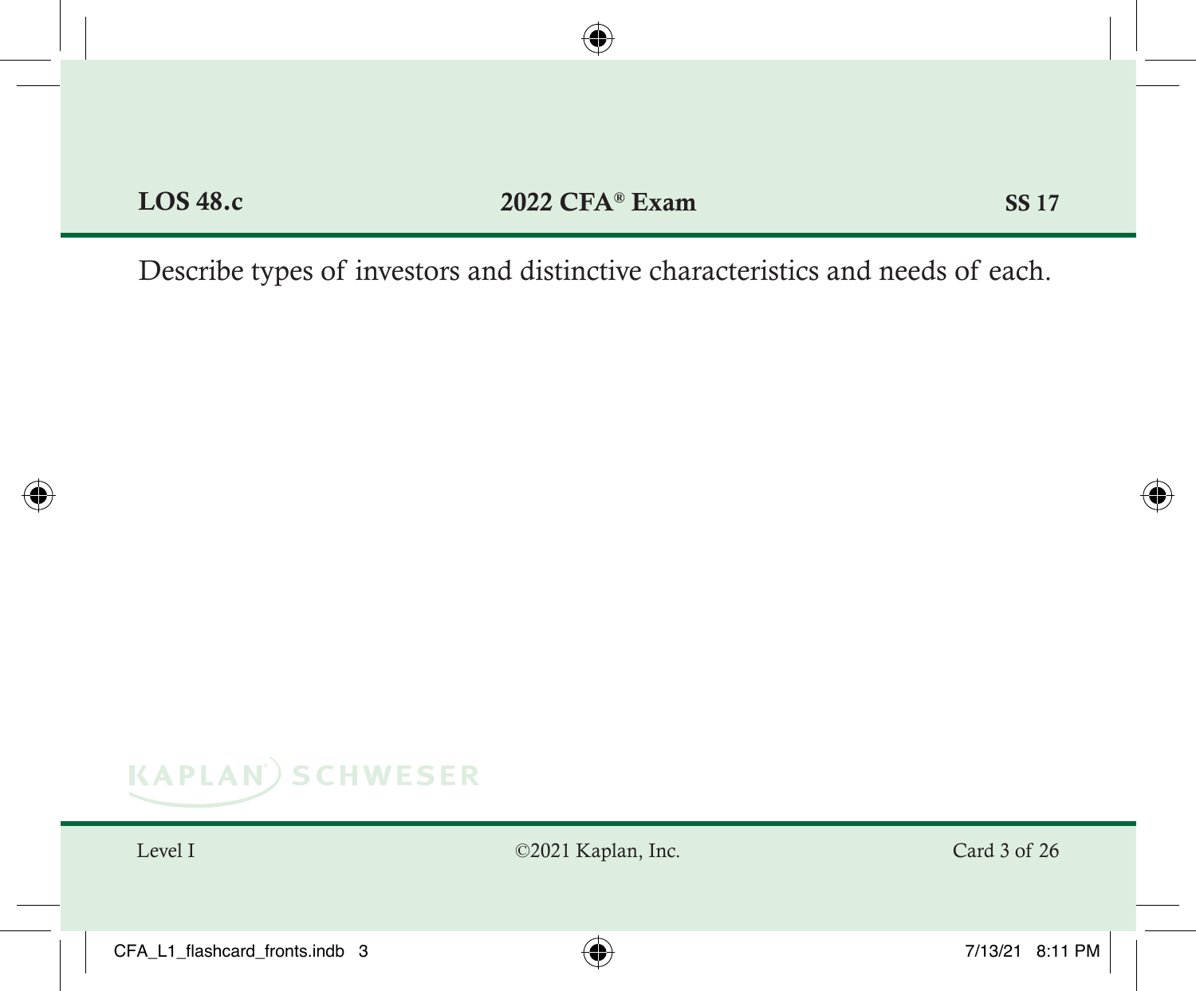**LOS 48.c** **2022 CFA® Exam** **SS 17**

Describe types of investors and distinctive characteristics and needs of each.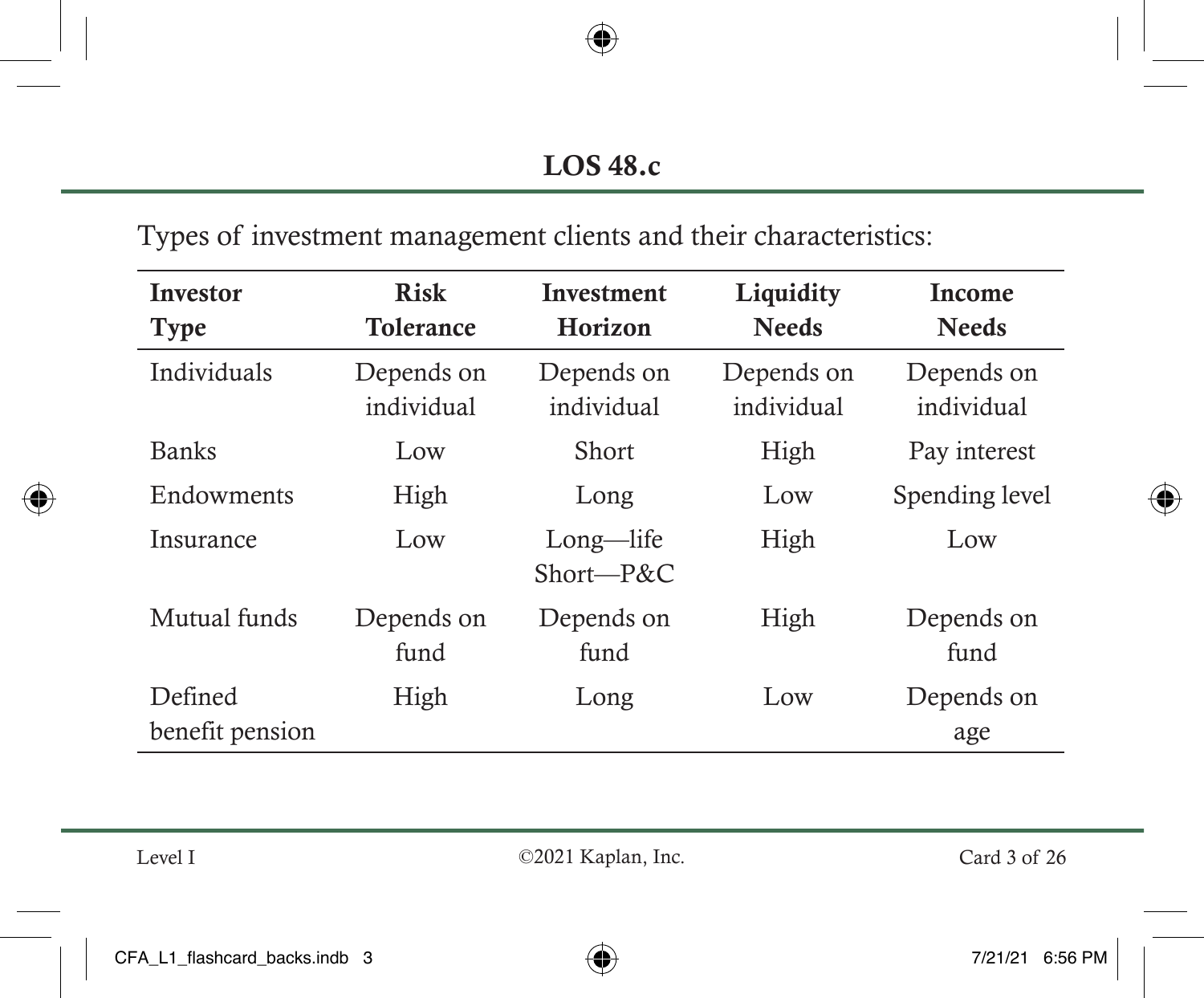## LOS 48.c

Types of investment management clients and their characteristics:

| Investor Type | Risk Tolerance | Investment Horizon | Liquidity Needs | Income Needs |
|---|---|---|---|---|
| Individuals | Depends on individual | Depends on individual | Depends on individual | Depends on individual |
| Banks | Low | Short | High | Pay interest |
| Endowments | High | Long | Low | Spending level |
| Insurance | Low | Long—life Short—P&C | High | Low |
| Mutual funds | Depends on fund | Depends on fund | High | Depends on fund |
| Defined benefit pension | High | Long | Low | Depends on age |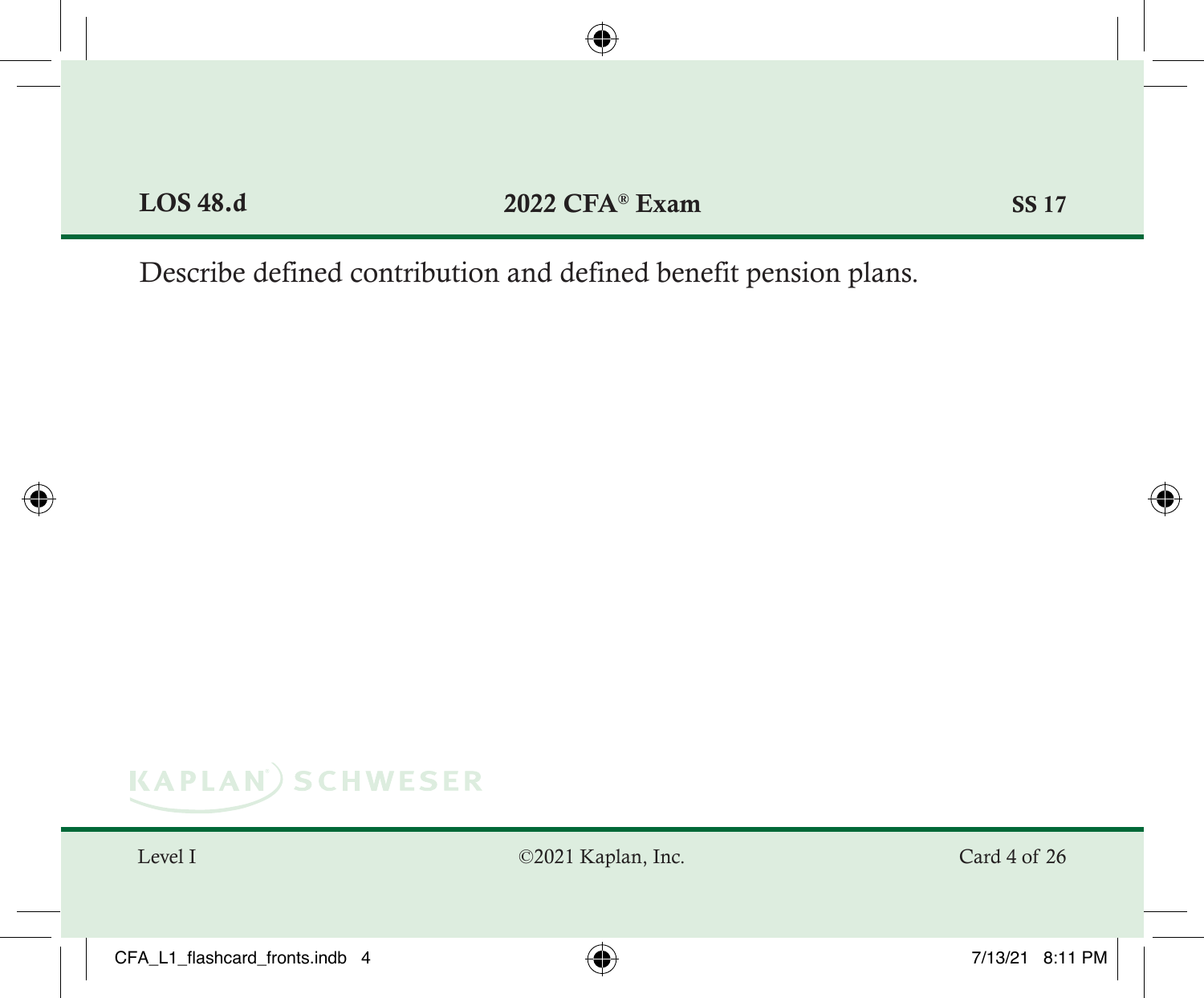**LOS 48.d** **2022 CFA® Exam** **SS 17**

Describe defined contribution and defined benefit pension plans.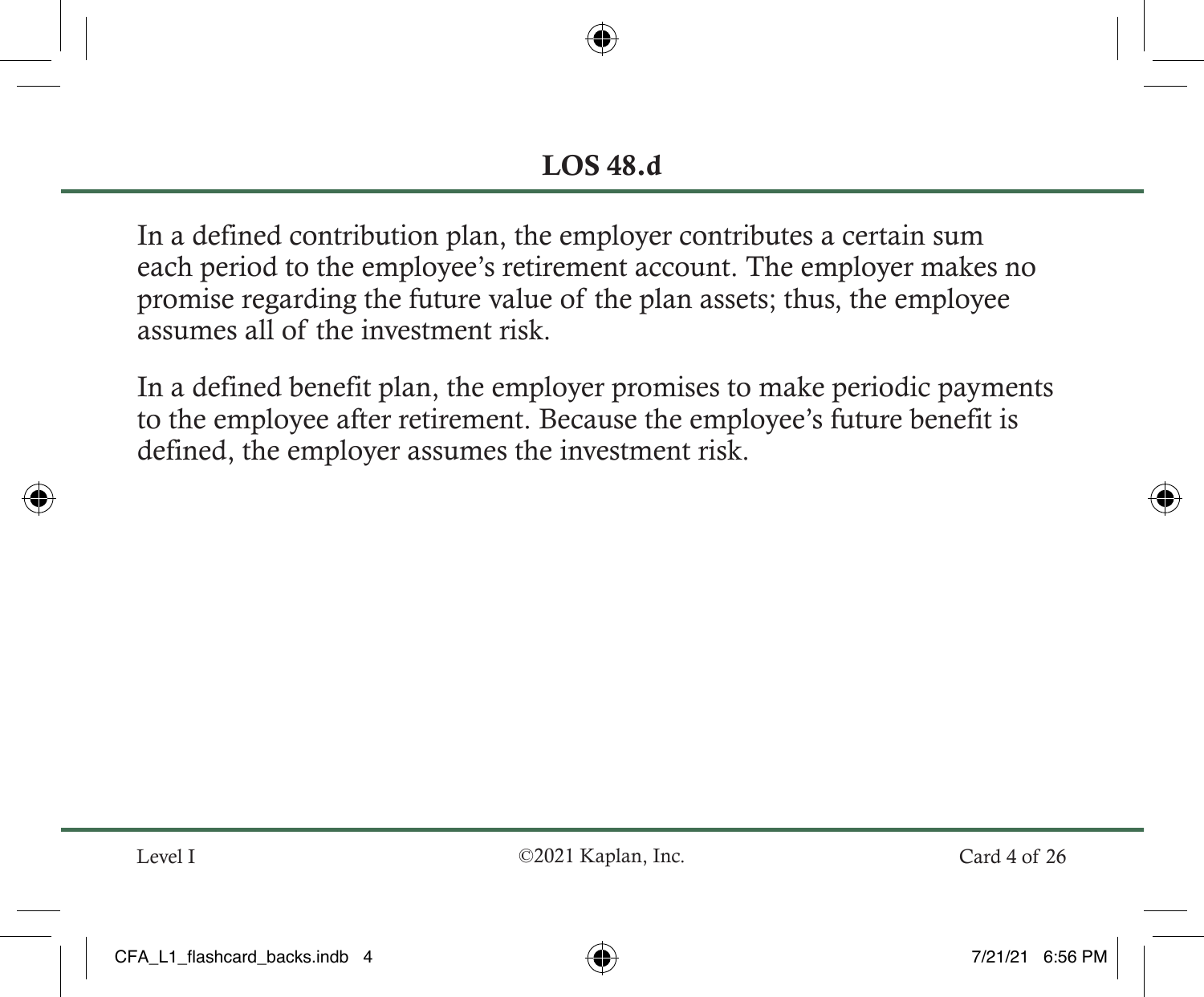## LOS 48.d

In a defined contribution plan, the employer contributes a certain sum each period to the employee's retirement account. The employer makes no promise regarding the future value of the plan assets; thus, the employee assumes all of the investment risk.

In a defined benefit plan, the employer promises to make periodic payments to the employee after retirement. Because the employee's future benefit is defined, the employer assumes the investment risk.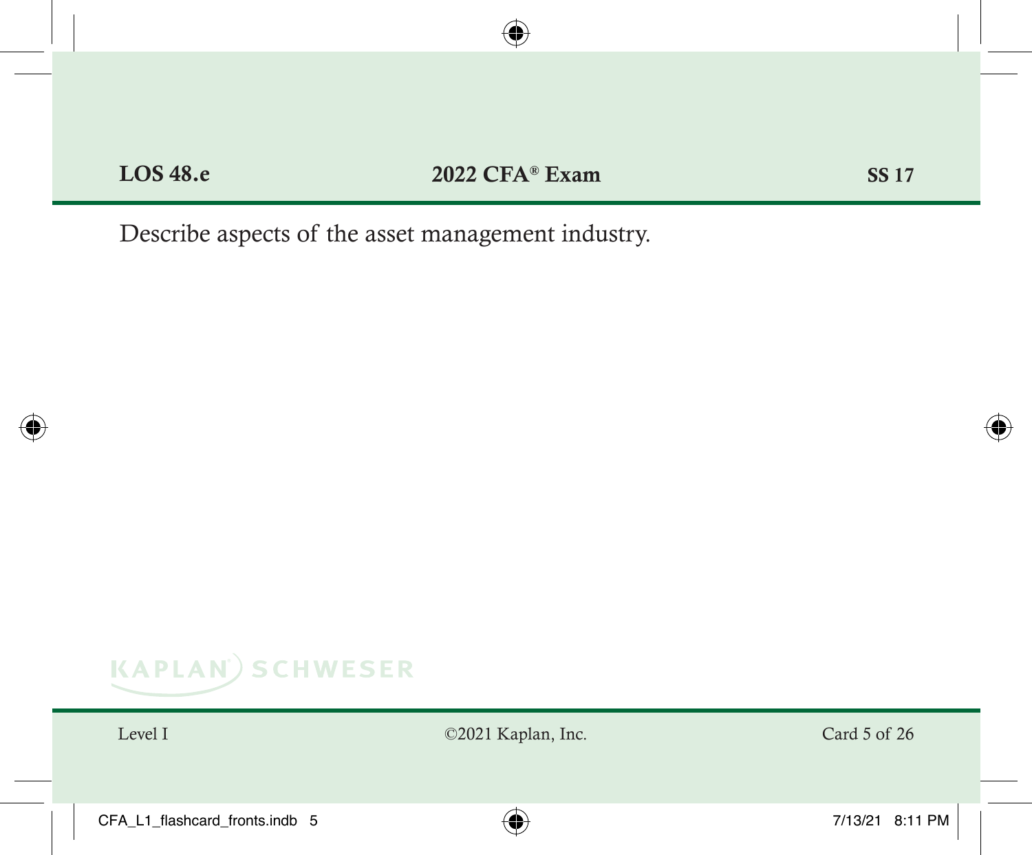**LOS 48.e** **2022 CFA® Exam** **SS 17**

Describe aspects of the asset management industry.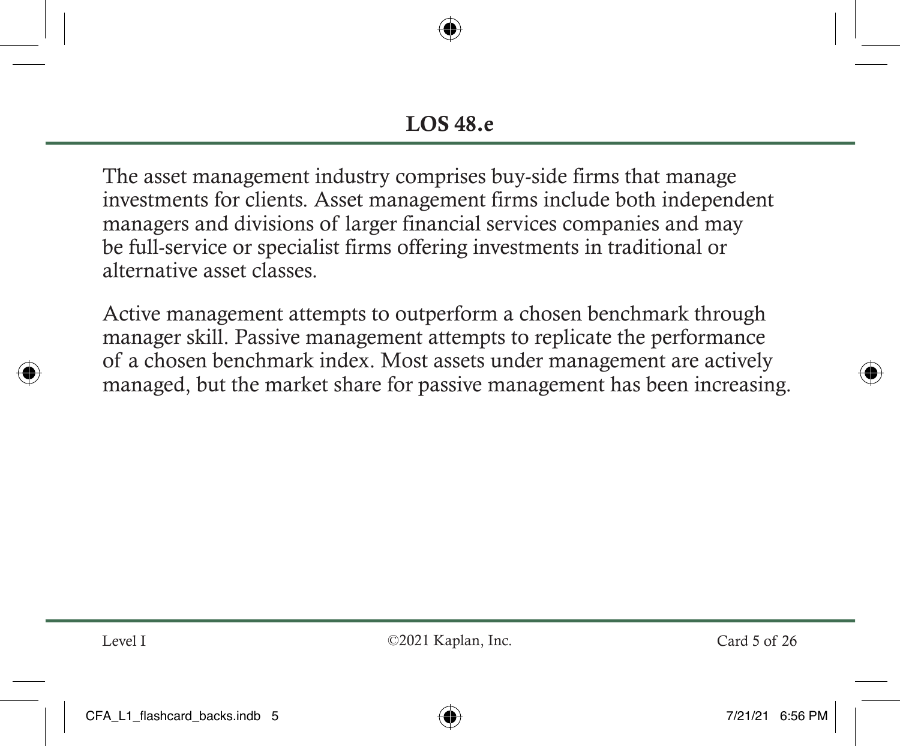## LOS 48.e

The asset management industry comprises buy-side firms that manage investments for clients. Asset management firms include both independent managers and divisions of larger financial services companies and may be full-service or specialist firms offering investments in traditional or alternative asset classes.

Active management attempts to outperform a chosen benchmark through manager skill. Passive management attempts to replicate the performance of a chosen benchmark index. Most assets under management are actively managed, but the market share for passive management has been increasing.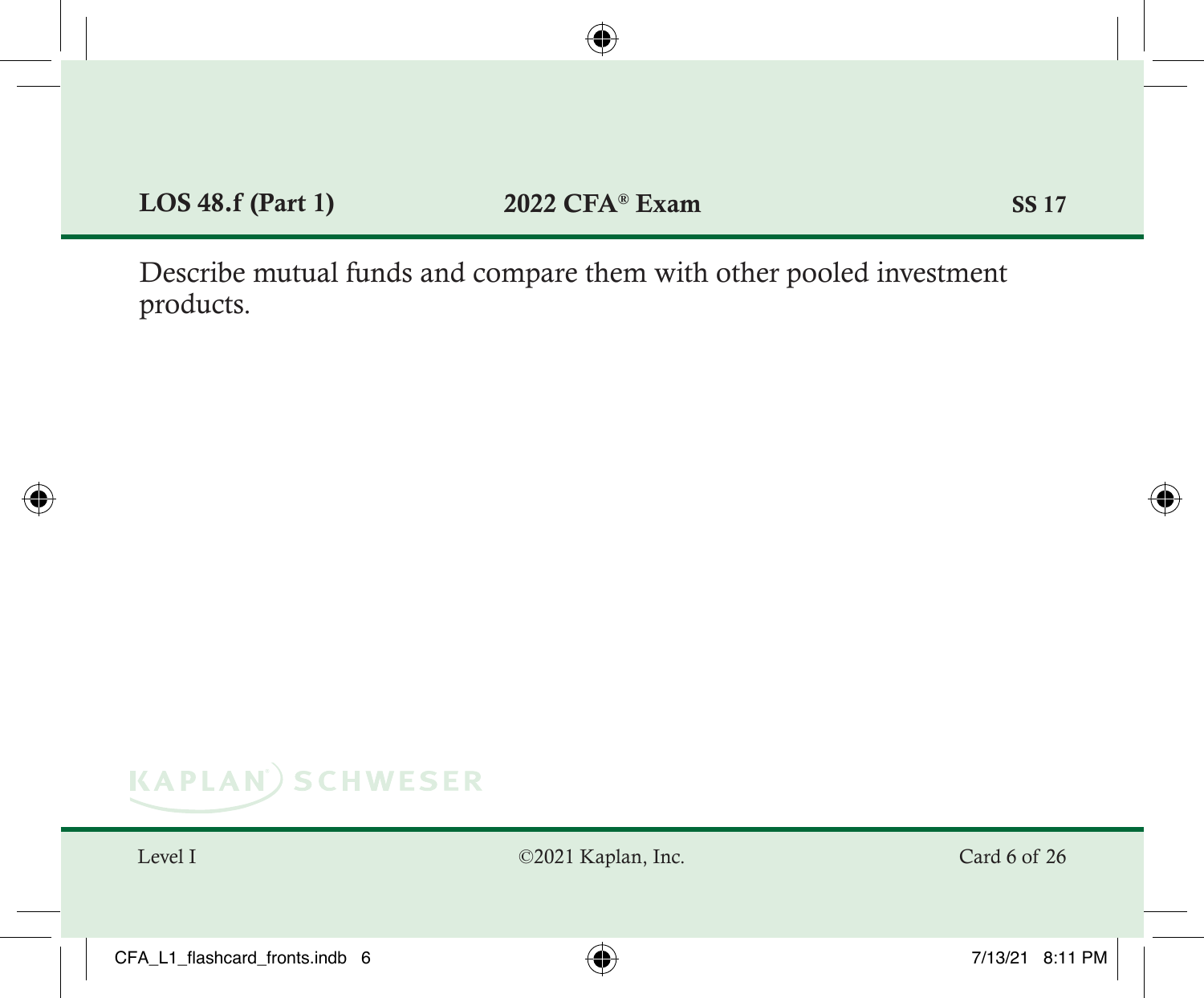**LOS 48.f (Part 1)** **2022 CFA® Exam** **SS 17**

Describe mutual funds and compare them with other pooled investment products.

Level I ©2021 Kaplan, Inc.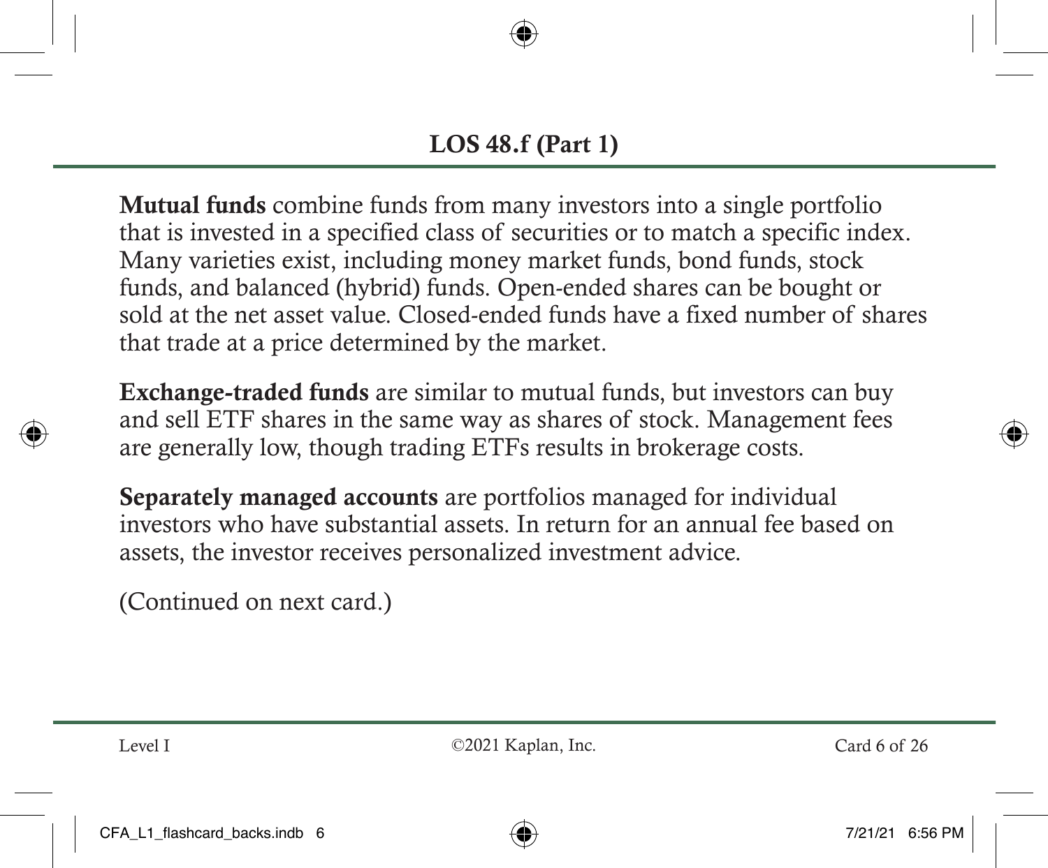## LOS 48.f (Part 1)

**Mutual funds** combine funds from many investors into a single portfolio that is invested in a specified class of securities or to match a specific index. Many varieties exist, including money market funds, bond funds, stock funds, and balanced (hybrid) funds. Open-ended shares can be bought or sold at the net asset value. Closed-ended funds have a fixed number of shares that trade at a price determined by the market.

**Exchange-traded funds** are similar to mutual funds, but investors can buy and sell ETF shares in the same way as shares of stock. Management fees are generally low, though trading ETFs results in brokerage costs.

**Separately managed accounts** are portfolios managed for individual investors who have substantial assets. In return for an annual fee based on assets, the investor receives personalized investment advice.

(Continued on next card.)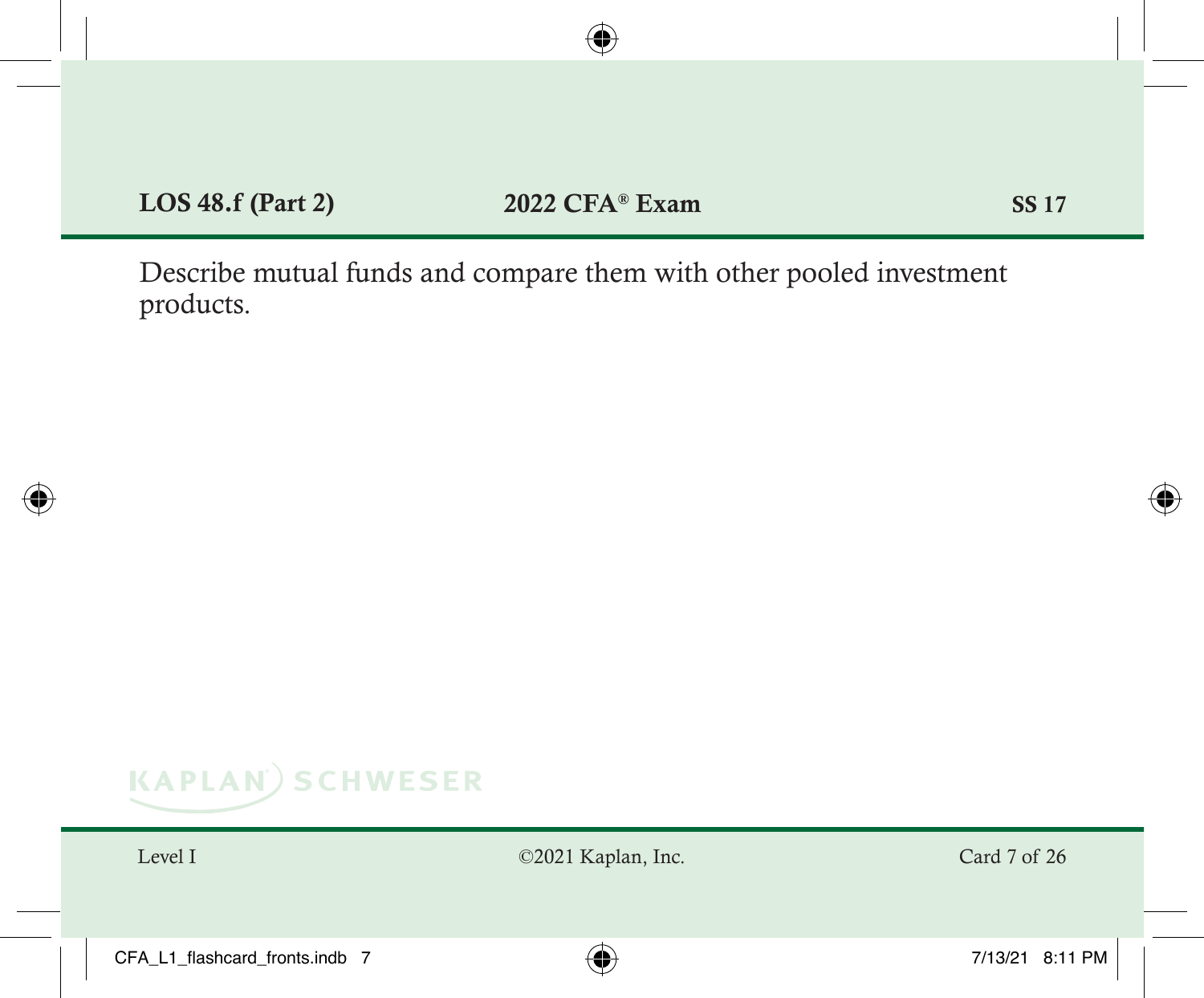**LOS 48.f (Part 2)** **2022 CFA® Exam** **SS 17**

Describe mutual funds and compare them with other pooled investment products.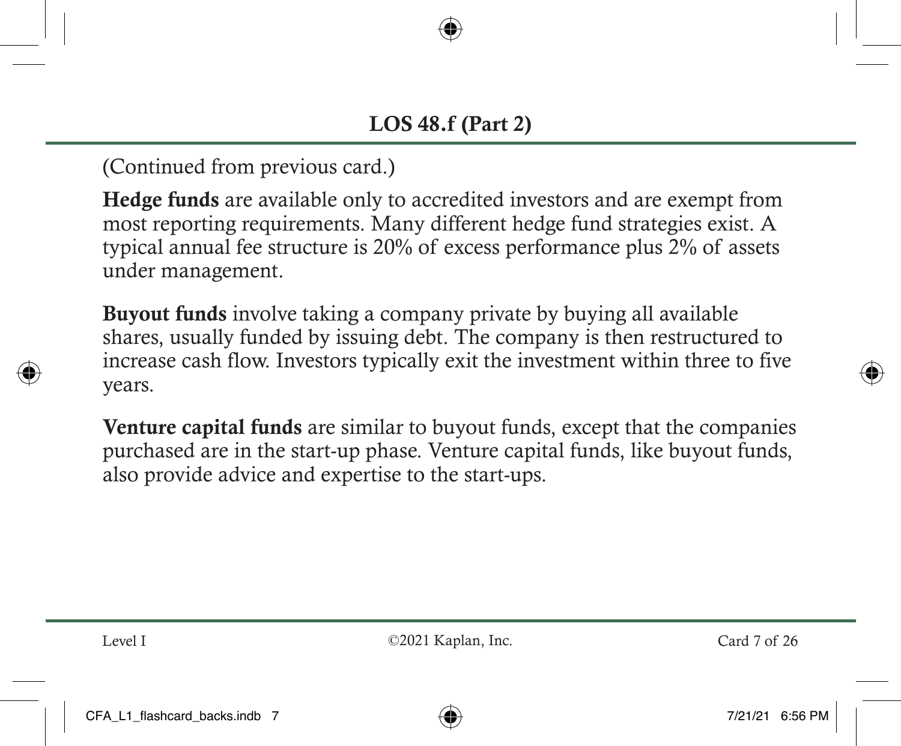## LOS 48.f (Part 2)

(Continued from previous card.)

**Hedge funds** are available only to accredited investors and are exempt from most reporting requirements. Many different hedge fund strategies exist. A typical annual fee structure is 20% of excess performance plus 2% of assets under management.

**Buyout funds** involve taking a company private by buying all available shares, usually funded by issuing debt. The company is then restructured to increase cash flow. Investors typically exit the investment within three to five years.

**Venture capital funds** are similar to buyout funds, except that the companies purchased are in the start-up phase. Venture capital funds, like buyout funds, also provide advice and expertise to the start-ups.